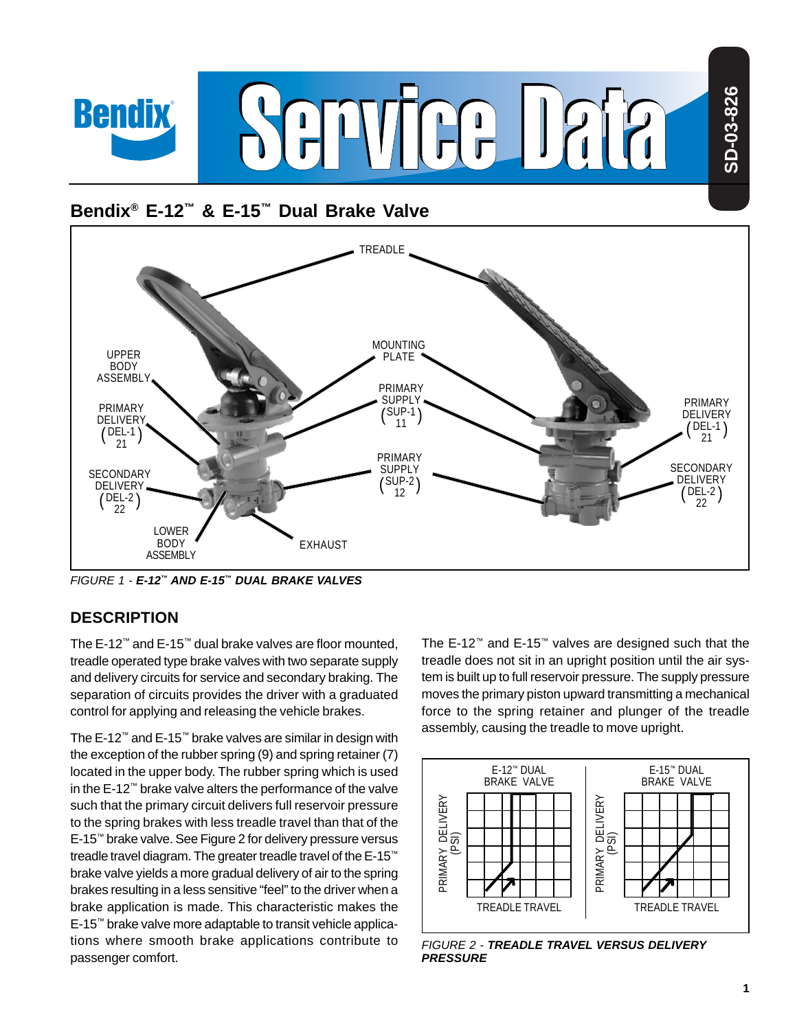# Bendix® E-12™ & E-15™ Dual Brake Valve

FIGURE 1 - ***E-12™ AND E-15™ DUAL BRAKE VALVES***

## DESCRIPTION

The E-12™ and E-15™ dual brake valves are floor mounted, treadle operated type brake valves with two separate supply and delivery circuits for service and secondary braking. The separation of circuits provides the driver with a graduated control for applying and releasing the vehicle brakes.

The E-12™ and E-15™ brake valves are similar in design with the exception of the rubber spring (9) and spring retainer (7) located in the upper body. The rubber spring which is used in the E-12™ brake valve alters the performance of the valve such that the primary circuit delivers full reservoir pressure to the spring brakes with less treadle travel than that of the E-15™ brake valve. See Figure 2 for delivery pressure versus treadle travel diagram. The greater treadle travel of the E-15™ brake valve yields a more gradual delivery of air to the spring brakes resulting in a less sensitive "feel" to the driver when a brake application is made. This characteristic makes the E-15™ brake valve more adaptable to transit vehicle applications where smooth brake applications contribute to passenger comfort.

The E-12™ and E-15™ valves are designed such that the treadle does not sit in an upright position until the air system is built up to full reservoir pressure. The supply pressure moves the primary piston upward transmitting a mechanical force to the spring retainer and plunger of the treadle assembly, causing the treadle to move upright.

FIGURE 2 - ***TREADLE TRAVEL VERSUS DELIVERY PRESSURE***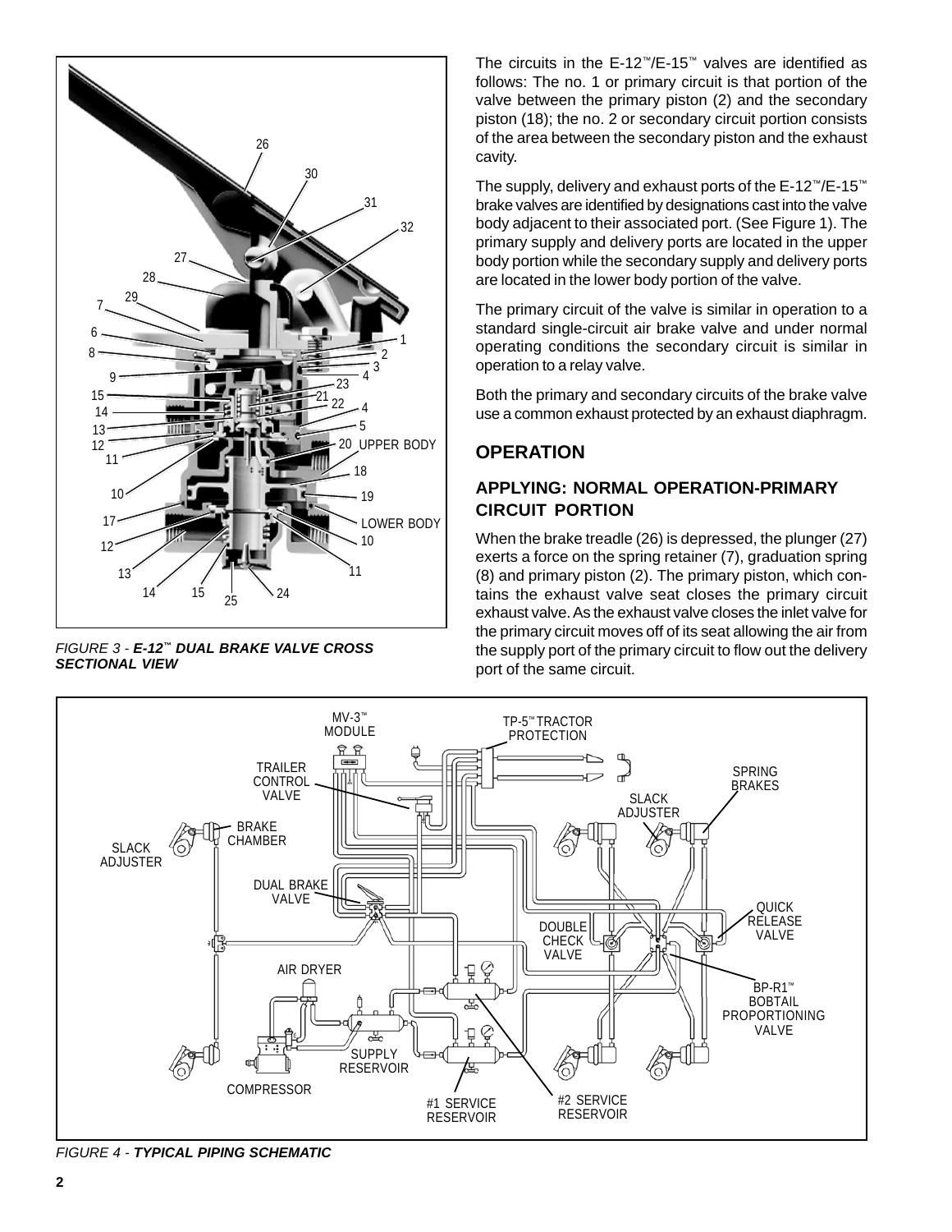*FIGURE 3 - **E-12™ DUAL BRAKE VALVE CROSS SECTIONAL VIEW***

The circuits in the E-12™/E-15™ valves are identified as follows: The no. 1 or primary circuit is that portion of the valve between the primary piston (2) and the secondary piston (18); the no. 2 or secondary circuit portion consists of the area between the secondary piston and the exhaust cavity.

The supply, delivery and exhaust ports of the E-12™/E-15™ brake valves are identified by designations cast into the valve body adjacent to their associated port. (See Figure 1). The primary supply and delivery ports are located in the upper body portion while the secondary supply and delivery ports are located in the lower body portion of the valve.

The primary circuit of the valve is similar in operation to a standard single-circuit air brake valve and under normal operating conditions the secondary circuit is similar in operation to a relay valve.

Both the primary and secondary circuits of the brake valve use a common exhaust protected by an exhaust diaphragm.

## OPERATION

### APPLYING: NORMAL OPERATION-PRIMARY CIRCUIT PORTION

When the brake treadle (26) is depressed, the plunger (27) exerts a force on the spring retainer (7), graduation spring (8) and primary piston (2). The primary piston, which contains the exhaust valve seat closes the primary circuit exhaust valve. As the exhaust valve closes the inlet valve for the primary circuit moves off of its seat allowing the air from the supply port of the primary circuit to flow out the delivery port of the same circuit.

*FIGURE 4 - **TYPICAL PIPING SCHEMATIC***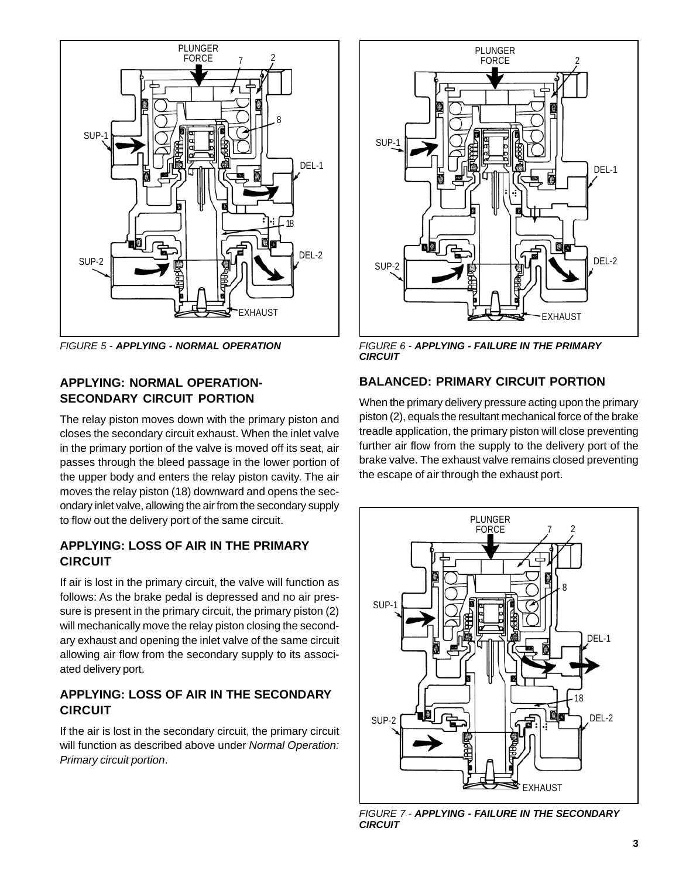FIGURE 5 - ***APPLYING - NORMAL OPERATION***

FIGURE 6 - ***APPLYING - FAILURE IN THE PRIMARY CIRCUIT***

## APPLYING: NORMAL OPERATION-SECONDARY CIRCUIT PORTION

The relay piston moves down with the primary piston and closes the secondary circuit exhaust. When the inlet valve in the primary portion of the valve is moved off its seat, air passes through the bleed passage in the lower portion of the upper body and enters the relay piston cavity. The air moves the relay piston (18) downward and opens the secondary inlet valve, allowing the air from the secondary supply to flow out the delivery port of the same circuit.

## APPLYING: LOSS OF AIR IN THE PRIMARY CIRCUIT

If air is lost in the primary circuit, the valve will function as follows: As the brake pedal is depressed and no air pressure is present in the primary circuit, the primary piston (2) will mechanically move the relay piston closing the secondary exhaust and opening the inlet valve of the same circuit allowing air flow from the secondary supply to its associated delivery port.

## APPLYING: LOSS OF AIR IN THE SECONDARY CIRCUIT

If the air is lost in the secondary circuit, the primary circuit will function as described above under *Normal Operation: Primary circuit portion*.

## BALANCED: PRIMARY CIRCUIT PORTION

When the primary delivery pressure acting upon the primary piston (2), equals the resultant mechanical force of the brake treadle application, the primary piston will close preventing further air flow from the supply to the delivery port of the brake valve. The exhaust valve remains closed preventing the escape of air through the exhaust port.

FIGURE 7 - ***APPLYING - FAILURE IN THE SECONDARY CIRCUIT***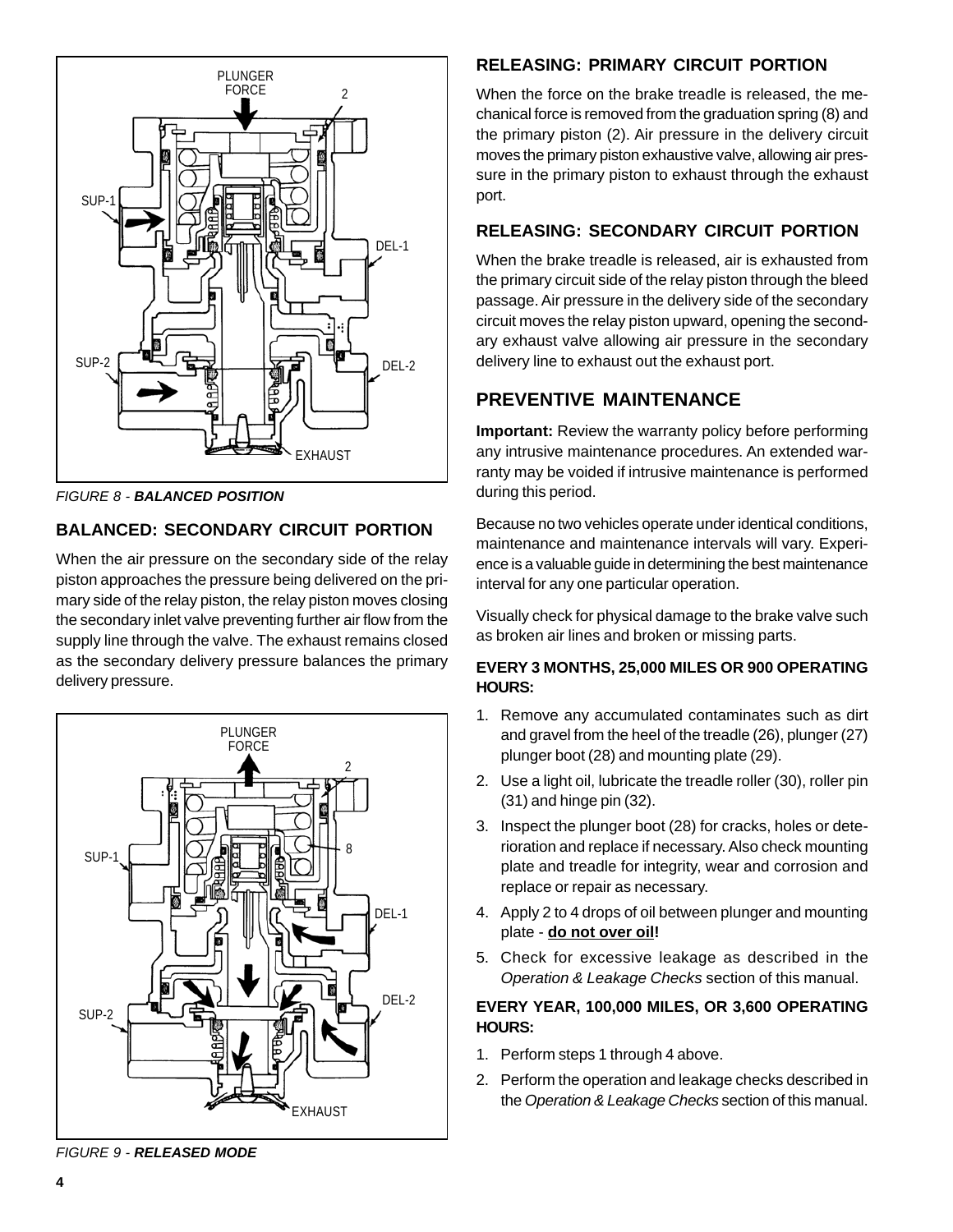FIGURE 8 - **BALANCED POSITION**

### BALANCED: SECONDARY CIRCUIT PORTION

When the air pressure on the secondary side of the relay piston approaches the pressure being delivered on the primary side of the relay piston, the relay piston moves closing the secondary inlet valve preventing further air flow from the supply line through the valve. The exhaust remains closed as the secondary delivery pressure balances the primary delivery pressure.

FIGURE 9 - **RELEASED MODE**

### RELEASING: PRIMARY CIRCUIT PORTION

When the force on the brake treadle is released, the mechanical force is removed from the graduation spring (8) and the primary piston (2). Air pressure in the delivery circuit moves the primary piston exhaustive valve, allowing air pressure in the primary piston to exhaust through the exhaust port.

### RELEASING: SECONDARY CIRCUIT PORTION

When the brake treadle is released, air is exhausted from the primary circuit side of the relay piston through the bleed passage. Air pressure in the delivery side of the secondary circuit moves the relay piston upward, opening the secondary exhaust valve allowing air pressure in the secondary delivery line to exhaust out the exhaust port.

## PREVENTIVE MAINTENANCE

**Important:** Review the warranty policy before performing any intrusive maintenance procedures. An extended warranty may be voided if intrusive maintenance is performed during this period.

Because no two vehicles operate under identical conditions, maintenance and maintenance intervals will vary. Experience is a valuable guide in determining the best maintenance interval for any one particular operation.

Visually check for physical damage to the brake valve such as broken air lines and broken or missing parts.

#### EVERY 3 MONTHS, 25,000 MILES OR 900 OPERATING HOURS:

1. Remove any accumulated contaminates such as dirt and gravel from the heel of the treadle (26), plunger (27) plunger boot (28) and mounting plate (29).
2. Use a light oil, lubricate the treadle roller (30), roller pin (31) and hinge pin (32).
3. Inspect the plunger boot (28) for cracks, holes or deterioration and replace if necessary. Also check mounting plate and treadle for integrity, wear and corrosion and replace or repair as necessary.
4. Apply 2 to 4 drops of oil between plunger and mounting plate - **do not over oil!**
5. Check for excessive leakage as described in the *Operation & Leakage Checks* section of this manual.

#### EVERY YEAR, 100,000 MILES, OR 3,600 OPERATING HOURS:

1. Perform steps 1 through 4 above.
2. Perform the operation and leakage checks described in the *Operation & Leakage Checks* section of this manual.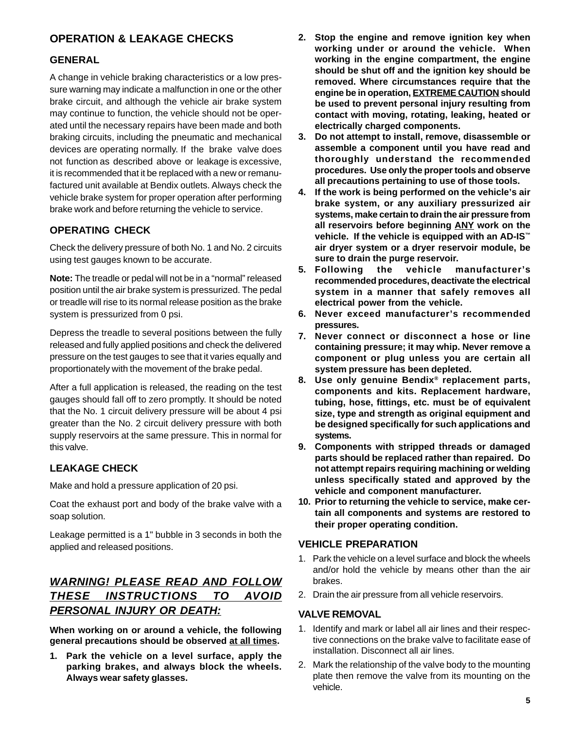## OPERATION & LEAKAGE CHECKS

### GENERAL

A change in vehicle braking characteristics or a low pressure warning may indicate a malfunction in one or the other brake circuit, and although the vehicle air brake system may continue to function, the vehicle should not be operated until the necessary repairs have been made and both braking circuits, including the pneumatic and mechanical devices are operating normally. If the brake valve does not function as described above or leakage is excessive, it is recommended that it be replaced with a new or remanufactured unit available at Bendix outlets. Always check the vehicle brake system for proper operation after performing brake work and before returning the vehicle to service.

### OPERATING CHECK

Check the delivery pressure of both No. 1 and No. 2 circuits using test gauges known to be accurate.

**Note:** The treadle or pedal will not be in a "normal" released position until the air brake system is pressurized. The pedal or treadle will rise to its normal release position as the brake system is pressurized from 0 psi.

Depress the treadle to several positions between the fully released and fully applied positions and check the delivered pressure on the test gauges to see that it varies equally and proportionately with the movement of the brake pedal.

After a full application is released, the reading on the test gauges should fall off to zero promptly. It should be noted that the No. 1 circuit delivery pressure will be about 4 psi greater than the No. 2 circuit delivery pressure with both supply reservoirs at the same pressure. This in normal for this valve.

### LEAKAGE CHECK

Make and hold a pressure application of 20 psi.

Coat the exhaust port and body of the brake valve with a soap solution.

Leakage permitted is a 1" bubble in 3 seconds in both the applied and released positions.

## *WARNING! PLEASE READ AND FOLLOW THESE INSTRUCTIONS TO AVOID PERSONAL INJURY OR DEATH:*

**When working on or around a vehicle, the following general precautions should be observed at all times.**

1. **Park the vehicle on a level surface, apply the parking brakes, and always block the wheels. Always wear safety glasses.**
2. **Stop the engine and remove ignition key when working under or around the vehicle. When working in the engine compartment, the engine should be shut off and the ignition key should be removed. Where circumstances require that the engine be in operation, EXTREME CAUTION should be used to prevent personal injury resulting from contact with moving, rotating, leaking, heated or electrically charged components.**
3. **Do not attempt to install, remove, disassemble or assemble a component until you have read and thoroughly understand the recommended procedures. Use only the proper tools and observe all precautions pertaining to use of those tools.**
4. **If the work is being performed on the vehicle's air brake system, or any auxiliary pressurized air systems, make certain to drain the air pressure from all reservoirs before beginning ANY work on the vehicle. If the vehicle is equipped with an AD-IS™ air dryer system or a dryer reservoir module, be sure to drain the purge reservoir.**
5. **Following the vehicle manufacturer's recommended procedures, deactivate the electrical system in a manner that safely removes all electrical power from the vehicle.**
6. **Never exceed manufacturer's recommended pressures.**
7. **Never connect or disconnect a hose or line containing pressure; it may whip. Never remove a component or plug unless you are certain all system pressure has been depleted.**
8. **Use only genuine Bendix® replacement parts, components and kits. Replacement hardware, tubing, hose, fittings, etc. must be of equivalent size, type and strength as original equipment and be designed specifically for such applications and systems.**
9. **Components with stripped threads or damaged parts should be replaced rather than repaired. Do not attempt repairs requiring machining or welding unless specifically stated and approved by the vehicle and component manufacturer.**
10. **Prior to returning the vehicle to service, make certain all components and systems are restored to their proper operating condition.**

### VEHICLE PREPARATION

1. Park the vehicle on a level surface and block the wheels and/or hold the vehicle by means other than the air brakes.
2. Drain the air pressure from all vehicle reservoirs.

### VALVE REMOVAL

1. Identify and mark or label all air lines and their respective connections on the brake valve to facilitate ease of installation. Disconnect all air lines.
2. Mark the relationship of the valve body to the mounting plate then remove the valve from its mounting on the vehicle.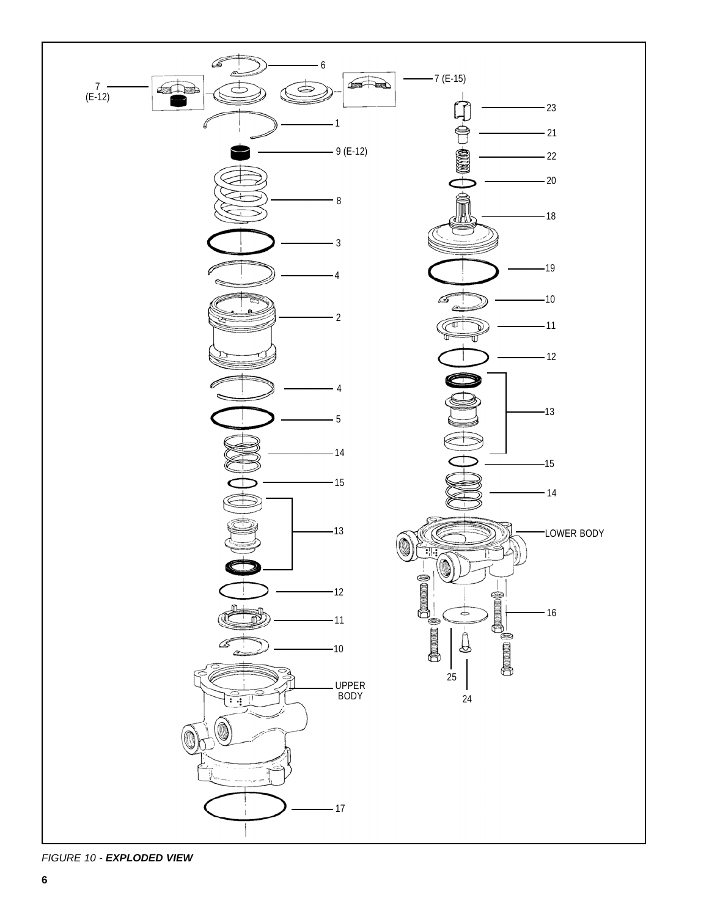*FIGURE 10 - **EXPLODED VIEW***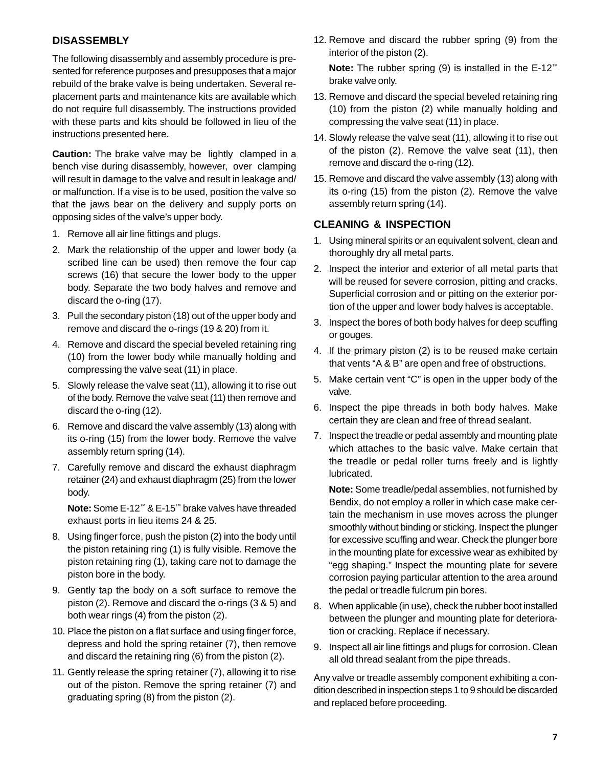## DISASSEMBLY

The following disassembly and assembly procedure is presented for reference purposes and presupposes that a major rebuild of the brake valve is being undertaken. Several replacement parts and maintenance kits are available which do not require full disassembly. The instructions provided with these parts and kits should be followed in lieu of the instructions presented here.

**Caution:** The brake valve may be lightly clamped in a bench vise during disassembly, however, over clamping will result in damage to the valve and result in leakage and/or malfunction. If a vise is to be used, position the valve so that the jaws bear on the delivery and supply ports on opposing sides of the valve's upper body.

1. Remove all air line fittings and plugs.
2. Mark the relationship of the upper and lower body (a scribed line can be used) then remove the four cap screws (16) that secure the lower body to the upper body. Separate the two body halves and remove and discard the o-ring (17).
3. Pull the secondary piston (18) out of the upper body and remove and discard the o-rings (19 & 20) from it.
4. Remove and discard the special beveled retaining ring (10) from the lower body while manually holding and compressing the valve seat (11) in place.
5. Slowly release the valve seat (11), allowing it to rise out of the body. Remove the valve seat (11) then remove and discard the o-ring (12).
6. Remove and discard the valve assembly (13) along with its o-ring (15) from the lower body. Remove the valve assembly return spring (14).
7. Carefully remove and discard the exhaust diaphragm retainer (24) and exhaust diaphragm (25) from the lower body.

   **Note:** Some E-12™ & E-15™ brake valves have threaded exhaust ports in lieu items 24 & 25.
8. Using finger force, push the piston (2) into the body until the piston retaining ring (1) is fully visible. Remove the piston retaining ring (1), taking care not to damage the piston bore in the body.
9. Gently tap the body on a soft surface to remove the piston (2). Remove and discard the o-rings (3 & 5) and both wear rings (4) from the piston (2).
10. Place the piston on a flat surface and using finger force, depress and hold the spring retainer (7), then remove and discard the retaining ring (6) from the piston (2).
11. Gently release the spring retainer (7), allowing it to rise out of the piston. Remove the spring retainer (7) and graduating spring (8) from the piston (2).
12. Remove and discard the rubber spring (9) from the interior of the piston (2).

    **Note:** The rubber spring (9) is installed in the E-12™ brake valve only.
13. Remove and discard the special beveled retaining ring (10) from the piston (2) while manually holding and compressing the valve seat (11) in place.
14. Slowly release the valve seat (11), allowing it to rise out of the piston (2). Remove the valve seat (11), then remove and discard the o-ring (12).
15. Remove and discard the valve assembly (13) along with its o-ring (15) from the piston (2). Remove the valve assembly return spring (14).

## CLEANING & INSPECTION

1. Using mineral spirits or an equivalent solvent, clean and thoroughly dry all metal parts.
2. Inspect the interior and exterior of all metal parts that will be reused for severe corrosion, pitting and cracks. Superficial corrosion and or pitting on the exterior portion of the upper and lower body halves is acceptable.
3. Inspect the bores of both body halves for deep scuffing or gouges.
4. If the primary piston (2) is to be reused make certain that vents "A & B" are open and free of obstructions.
5. Make certain vent "C" is open in the upper body of the valve.
6. Inspect the pipe threads in both body halves. Make certain they are clean and free of thread sealant.
7. Inspect the treadle or pedal assembly and mounting plate which attaches to the basic valve. Make certain that the treadle or pedal roller turns freely and is lightly lubricated.

   **Note:** Some treadle/pedal assemblies, not furnished by Bendix, do not employ a roller in which case make certain the mechanism in use moves across the plunger smoothly without binding or sticking. Inspect the plunger for excessive scuffing and wear. Check the plunger bore in the mounting plate for excessive wear as exhibited by "egg shaping." Inspect the mounting plate for severe corrosion paying particular attention to the area around the pedal or treadle fulcrum pin bores.
8. When applicable (in use), check the rubber boot installed between the plunger and mounting plate for deterioration or cracking. Replace if necessary.
9. Inspect all air line fittings and plugs for corrosion. Clean all old thread sealant from the pipe threads.

Any valve or treadle assembly component exhibiting a condition described in inspection steps 1 to 9 should be discarded and replaced before proceeding.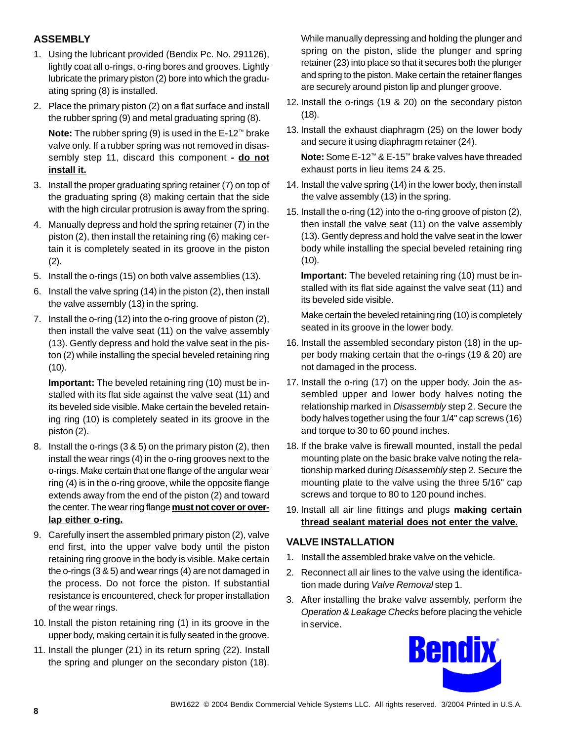## ASSEMBLY

1. Using the lubricant provided (Bendix Pc. No. 291126), lightly coat all o-rings, o-ring bores and grooves. Lightly lubricate the primary piston (2) bore into which the graduating spring (8) is installed.
2. Place the primary piston (2) on a flat surface and install the rubber spring (9) and metal graduating spring (8).

   **Note:** The rubber spring (9) is used in the E-12™ brake valve only. If a rubber spring was not removed in disassembly step 11, discard this component **- <u>do not install it.</u>**
3. Install the proper graduating spring retainer (7) on top of the graduating spring (8) making certain that the side with the high circular protrusion is away from the spring.
4. Manually depress and hold the spring retainer (7) in the piston (2), then install the retaining ring (6) making certain it is completely seated in its groove in the piston (2).
5. Install the o-rings (15) on both valve assemblies (13).
6. Install the valve spring (14) in the piston (2), then install the valve assembly (13) in the spring.
7. Install the o-ring (12) into the o-ring groove of piston (2), then install the valve seat (11) on the valve assembly (13). Gently depress and hold the valve seat in the piston (2) while installing the special beveled retaining ring (10).

   **Important:** The beveled retaining ring (10) must be installed with its flat side against the valve seat (11) and its beveled side visible. Make certain the beveled retaining ring (10) is completely seated in its groove in the piston (2).
8. Install the o-rings (3 & 5) on the primary piston (2), then install the wear rings (4) in the o-ring grooves next to the o-rings. Make certain that one flange of the angular wear ring (4) is in the o-ring groove, while the opposite flange extends away from the end of the piston (2) and toward the center. The wear ring flange **<u>must not cover or overlap either o-ring.</u>**
9. Carefully insert the assembled primary piston (2), valve end first, into the upper valve body until the piston retaining ring groove in the body is visible. Make certain the o-rings (3 & 5) and wear rings (4) are not damaged in the process. Do not force the piston. If substantial resistance is encountered, check for proper installation of the wear rings.
10. Install the piston retaining ring (1) in its groove in the upper body, making certain it is fully seated in the groove.
11. Install the plunger (21) in its return spring (22). Install the spring and plunger on the secondary piston (18). While manually depressing and holding the plunger and spring on the piston, slide the plunger and spring retainer (23) into place so that it secures both the plunger and spring to the piston. Make certain the retainer flanges are securely around piston lip and plunger groove.
12. Install the o-rings (19 & 20) on the secondary piston (18).
13. Install the exhaust diaphragm (25) on the lower body and secure it using diaphragm retainer (24).

    **Note:** Some E-12™ & E-15™ brake valves have threaded exhaust ports in lieu items 24 & 25.
14. Install the valve spring (14) in the lower body, then install the valve assembly (13) in the spring.
15. Install the o-ring (12) into the o-ring groove of piston (2), then install the valve seat (11) on the valve assembly (13). Gently depress and hold the valve seat in the lower body while installing the special beveled retaining ring (10).

    **Important:** The beveled retaining ring (10) must be installed with its flat side against the valve seat (11) and its beveled side visible.

    Make certain the beveled retaining ring (10) is completely seated in its groove in the lower body.
16. Install the assembled secondary piston (18) in the upper body making certain that the o-rings (19 & 20) are not damaged in the process.
17. Install the o-ring (17) on the upper body. Join the assembled upper and lower body halves noting the relationship marked in *Disassembly* step 2. Secure the body halves together using the four 1/4" cap screws (16) and torque to 30 to 60 pound inches.
18. If the brake valve is firewall mounted, install the pedal mounting plate on the basic brake valve noting the relationship marked during *Disassembly* step 2. Secure the mounting plate to the valve using the three 5/16" cap screws and torque to 80 to 120 pound inches.
19. Install all air line fittings and plugs **<u>making certain thread sealant material does not enter the valve.</u>**

## VALVE INSTALLATION

1. Install the assembled brake valve on the vehicle.
2. Reconnect all air lines to the valve using the identification made during *Valve Removal* step 1.
3. After installing the brake valve assembly, perform the *Operation & Leakage Checks* before placing the vehicle in service.

Bendix

BW1622 © 2004 Bendix Commercial Vehicle Systems LLC. All rights reserved. 3/2004 Printed in U.S.A.